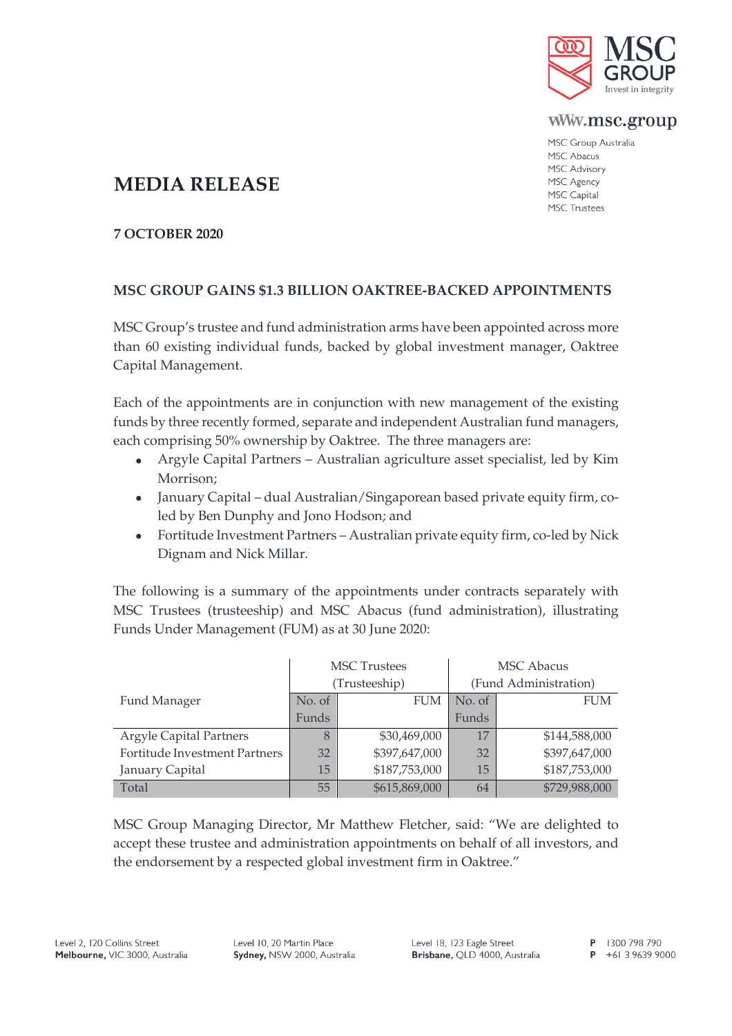MSC GROUP
Invest in integrity

www.msc.group

MSC Group Australia
MSC Abacus
MSC Advisory
MSC Agency
MSC Capital
MSC Trustees

# MEDIA RELEASE

**7 OCTOBER 2020**

## MSC GROUP GAINS $1.3 BILLION OAKTREE-BACKED APPOINTMENTS

MSC Group's trustee and fund administration arms have been appointed across more than 60 existing individual funds, backed by global investment manager, Oaktree Capital Management.

Each of the appointments are in conjunction with new management of the existing funds by three recently formed, separate and independent Australian fund managers, each comprising 50% ownership by Oaktree. The three managers are:

- Argyle Capital Partners – Australian agriculture asset specialist, led by Kim Morrison;
- January Capital – dual Australian/Singaporean based private equity firm, co-led by Ben Dunphy and Jono Hodson; and
- Fortitude Investment Partners – Australian private equity firm, co-led by Nick Dignam and Nick Millar.

The following is a summary of the appointments under contracts separately with MSC Trustees (trusteeship) and MSC Abacus (fund administration), illustrating Funds Under Management (FUM) as at 30 June 2020:

| Fund Manager | MSC Trustees (Trusteeship) | | MSC Abacus (Fund Administration) | |
|---|---|---|---|---|
| | No. of Funds | FUM | No. of Funds | FUM |
| Argyle Capital Partners | 8 | $30,469,000 | 17 | $144,588,000 |
| Fortitude Investment Partners | 32 | $397,647,000 | 32 | $397,647,000 |
| January Capital | 15 | $187,753,000 | 15 | $187,753,000 |
| Total | 55 | $615,869,000 | 64 | $729,988,000 |

MSC Group Managing Director, Mr Matthew Fletcher, said: "We are delighted to accept these trustee and administration appointments on behalf of all investors, and the endorsement by a respected global investment firm in Oaktree."

Level 2, 120 Collins Street
**Melbourne,** VIC 3000, Australia

Level 10, 20 Martin Place
**Sydney,** NSW 2000, Australia

Level 18, 123 Eagle Street
**Brisbane,** QLD 4000, Australia

**P** 1300 798 790
**P** +61 3 9639 9000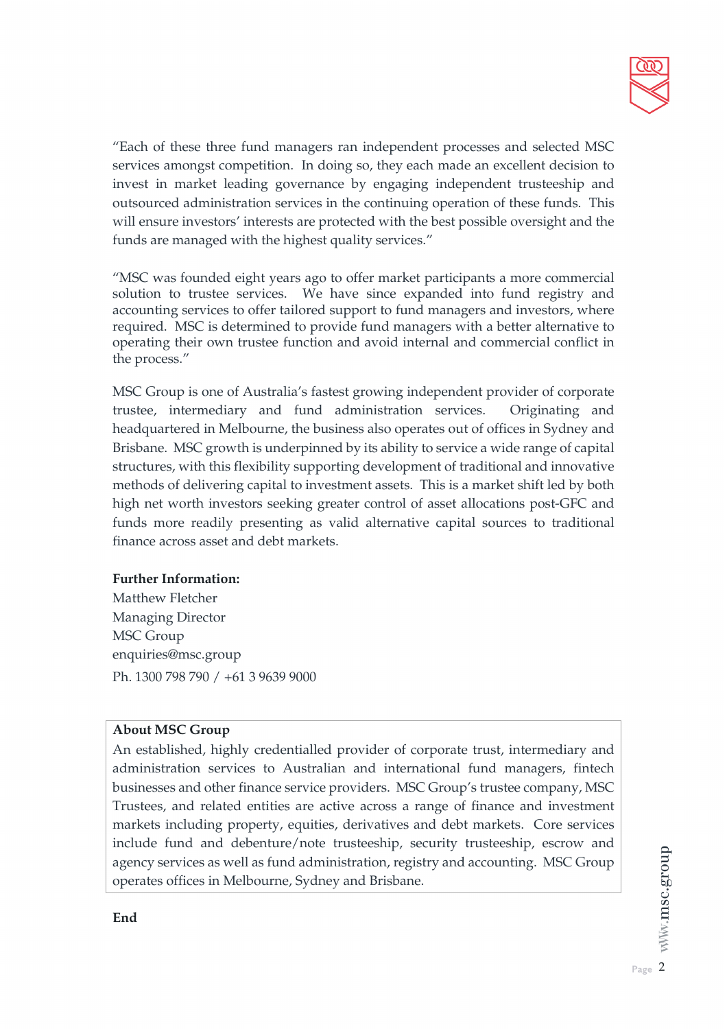"Each of these three fund managers ran independent processes and selected MSC services amongst competition. In doing so, they each made an excellent decision to invest in market leading governance by engaging independent trusteeship and outsourced administration services in the continuing operation of these funds. This will ensure investors' interests are protected with the best possible oversight and the funds are managed with the highest quality services."

"MSC was founded eight years ago to offer market participants a more commercial solution to trustee services. We have since expanded into fund registry and accounting services to offer tailored support to fund managers and investors, where required. MSC is determined to provide fund managers with a better alternative to operating their own trustee function and avoid internal and commercial conflict in the process."

MSC Group is one of Australia's fastest growing independent provider of corporate trustee, intermediary and fund administration services. Originating and headquartered in Melbourne, the business also operates out of offices in Sydney and Brisbane. MSC growth is underpinned by its ability to service a wide range of capital structures, with this flexibility supporting development of traditional and innovative methods of delivering capital to investment assets. This is a market shift led by both high net worth investors seeking greater control of asset allocations post-GFC and funds more readily presenting as valid alternative capital sources to traditional finance across asset and debt markets.

**Further Information:**
Matthew Fletcher
Managing Director
MSC Group
enquiries@msc.group
Ph. 1300 798 790 / +61 3 9639 9000

**About MSC Group**
An established, highly credentialled provider of corporate trust, intermediary and administration services to Australian and international fund managers, fintech businesses and other finance service providers. MSC Group's trustee company, MSC Trustees, and related entities are active across a range of finance and investment markets including property, equities, derivatives and debt markets. Core services include fund and debenture/note trusteeship, security trusteeship, escrow and agency services as well as fund administration, registry and accounting. MSC Group operates offices in Melbourne, Sydney and Brisbane.

**End**